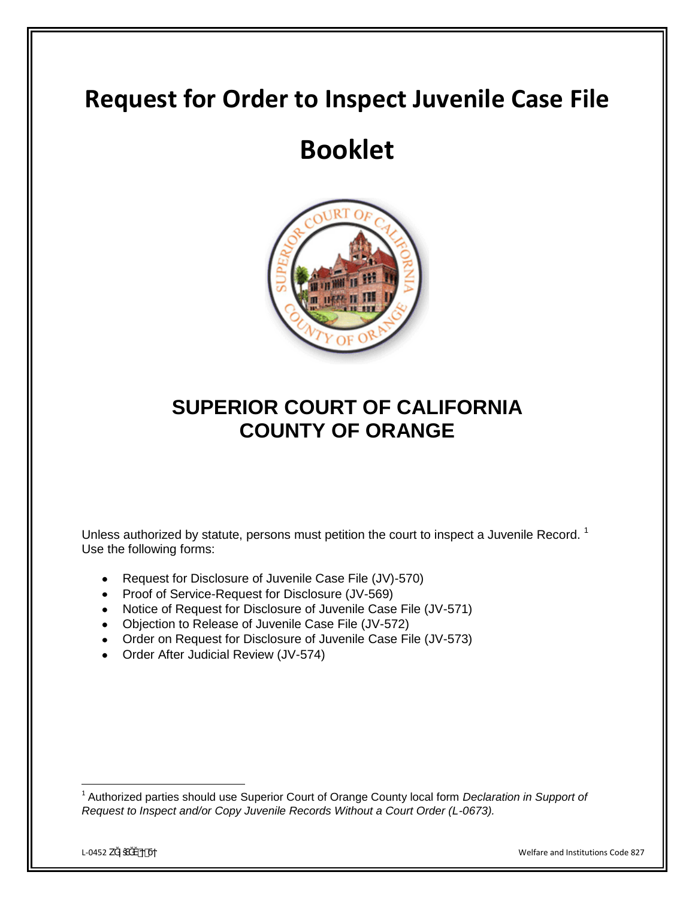# Request for Order to Inspect Juvenile Case File

# Booklet

## SUPERIOR COURT OF CALIFORNIA
## COUNTY OF ORANGE

Unless authorized by statute, persons must petition the court to inspect a Juvenile Record. [1] Use the following forms:

- Request for Disclosure of Juvenile Case File (JV)-570)
- Proof of Service-Request for Disclosure (JV-569)
- Notice of Request for Disclosure of Juvenile Case File (JV-571)
- Objection to Release of Juvenile Case File (JV-572)
- Order on Request for Disclosure of Juvenile Case File (JV-573)
- Order After Judicial Review (JV-574)

[1] Authorized parties should use Superior Court of Orange County local form *Declaration in Support of Request to Inspect and/or Copy Juvenile Records Without a Court Order (L-0673).*

L-0452

Welfare and Institutions Code 827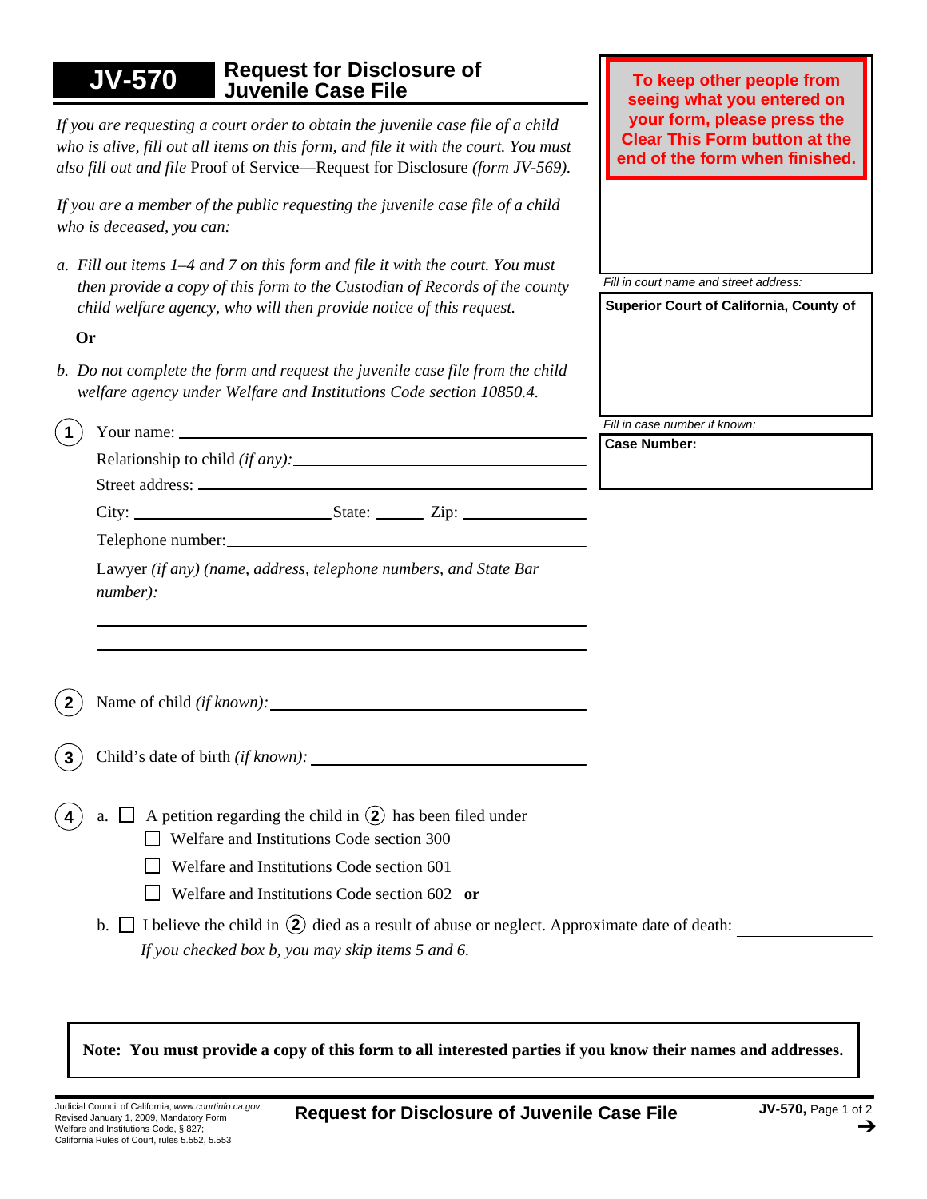# JV-570 Request for Disclosure of Juvenile Case File

*If you are requesting a court order to obtain the juvenile case file of a child who is alive, fill out all items on this form, and file it with the court. You must also fill out and file* Proof of Service—Request for Disclosure *(form JV-569).*

*If you are a member of the public requesting the juvenile case file of a child who is deceased, you can:*

*a. Fill out items 1–4 and 7 on this form and file it with the court. You must then provide a copy of this form to the Custodian of Records of the county child welfare agency, who will then provide notice of this request.*

**Or**

*b. Do not complete the form and request the juvenile case file from the child welfare agency under Welfare and Institutions Code section 10850.4.*

**To keep other people from seeing what you entered on your form, please press the Clear This Form button at the end of the form when finished.**

*Fill in court name and street address:*

**Superior Court of California, County of**

*Fill in case number if known:*

**Case Number:**

1. Your name: ____________________

   Relationship to child *(if any)*: ____________________

   Street address: ____________________

   City: ____________ State: ______ Zip: ________

   Telephone number: ____________________

   Lawyer *(if any) (name, address, telephone numbers, and State Bar number)*: ____________________

2. Name of child *(if known)*: ____________________

3. Child's date of birth *(if known)*: ____________________

4. a. ☐ A petition regarding the child in ② has been filed under

   ☐ Welfare and Institutions Code section 300

   ☐ Welfare and Institutions Code section 601

   ☐ Welfare and Institutions Code section 602 **or**

   b. ☐ I believe the child in ② died as a result of abuse or neglect. Approximate date of death: ____________

   *If you checked box b, you may skip items 5 and 6.*

**Note: You must provide a copy of this form to all interested parties if you know their names and addresses.**

Judicial Council of California, *www.courtinfo.ca.gov*
Revised January 1, 2009, Mandatory Form
Welfare and Institutions Code, § 827;
California Rules of Court, rules 5.552, 5.553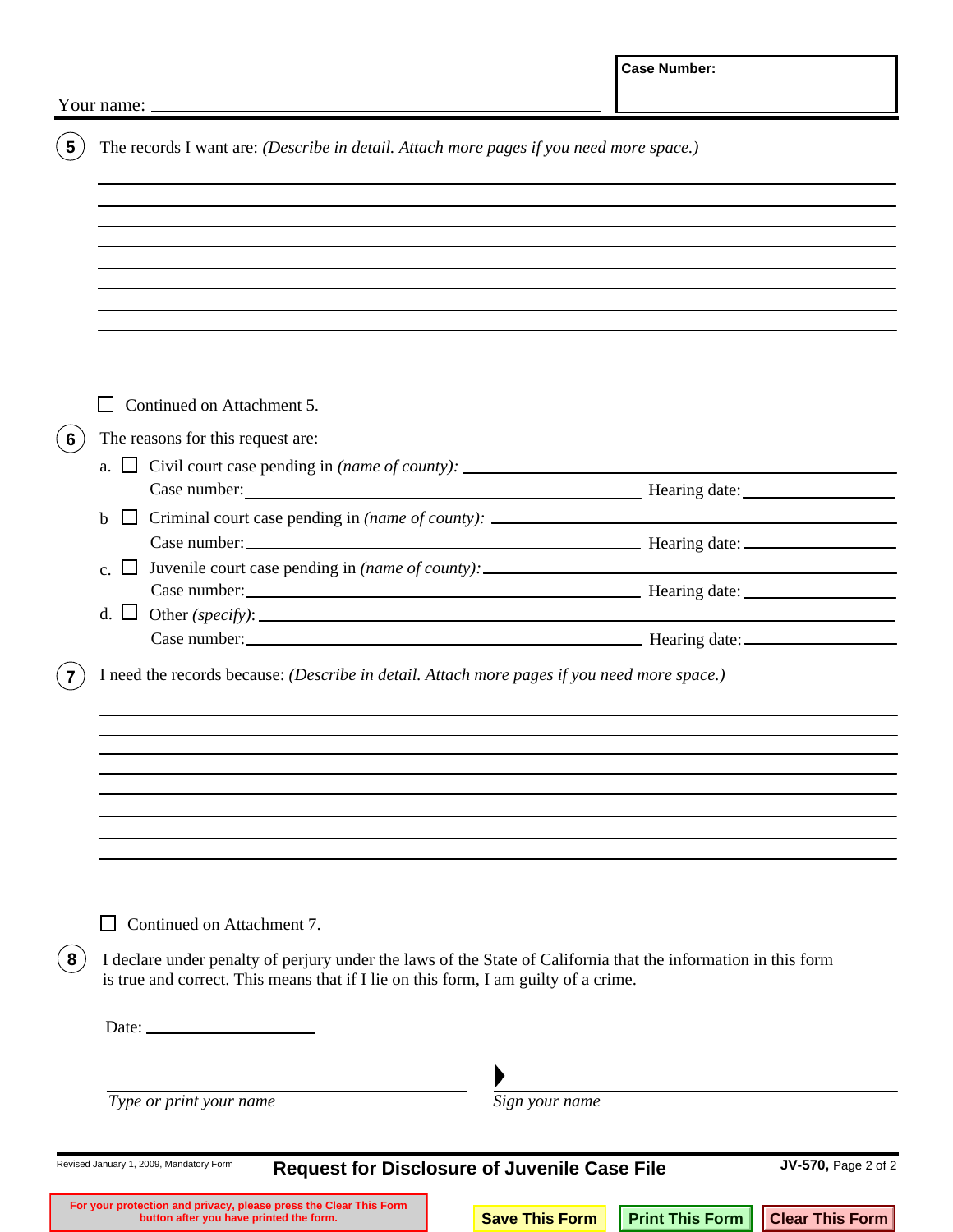Your name: ______________________________

**Case Number:**

(5) The records I want are: *(Describe in detail. Attach more pages if you need more space.)*

______________________________________________________________________

______________________________________________________________________

______________________________________________________________________

______________________________________________________________________

______________________________________________________________________

______________________________________________________________________

______________________________________________________________________

______________________________________________________________________

☐ Continued on Attachment 5.

(6) The reasons for this request are:

a. ☐ Civil court case pending in *(name of county):* ______________________________
Case number: ______________________________ Hearing date: ______________

b ☐ Criminal court case pending in *(name of county):* ______________________________
Case number: ______________________________ Hearing date: ______________

c. ☐ Juvenile court case pending in *(name of county):* ______________________________
Case number: ______________________________ Hearing date: ______________

d. ☐ Other *(specify):* ______________________________
Case number: ______________________________ Hearing date: ______________

(7) I need the records because: *(Describe in detail. Attach more pages if you need more space.)*

______________________________________________________________________

______________________________________________________________________

______________________________________________________________________

______________________________________________________________________

______________________________________________________________________

______________________________________________________________________

______________________________________________________________________

______________________________________________________________________

☐ Continued on Attachment 7.

(8) I declare under penalty of perjury under the laws of the State of California that the information in this form is true and correct. This means that if I lie on this form, I am guilty of a crime.

Date: ______________

______________________________ ______________________________
*Type or print your name* *Sign your name*

Revised January 1, 2009, Mandatory Form

**Request for Disclosure of Juvenile Case File**

**JV-570,** Page 2 of 2

**For your protection and privacy, please press the Clear This Form button after you have printed the form.**

**Save This Form** **Print This Form** **Clear This Form**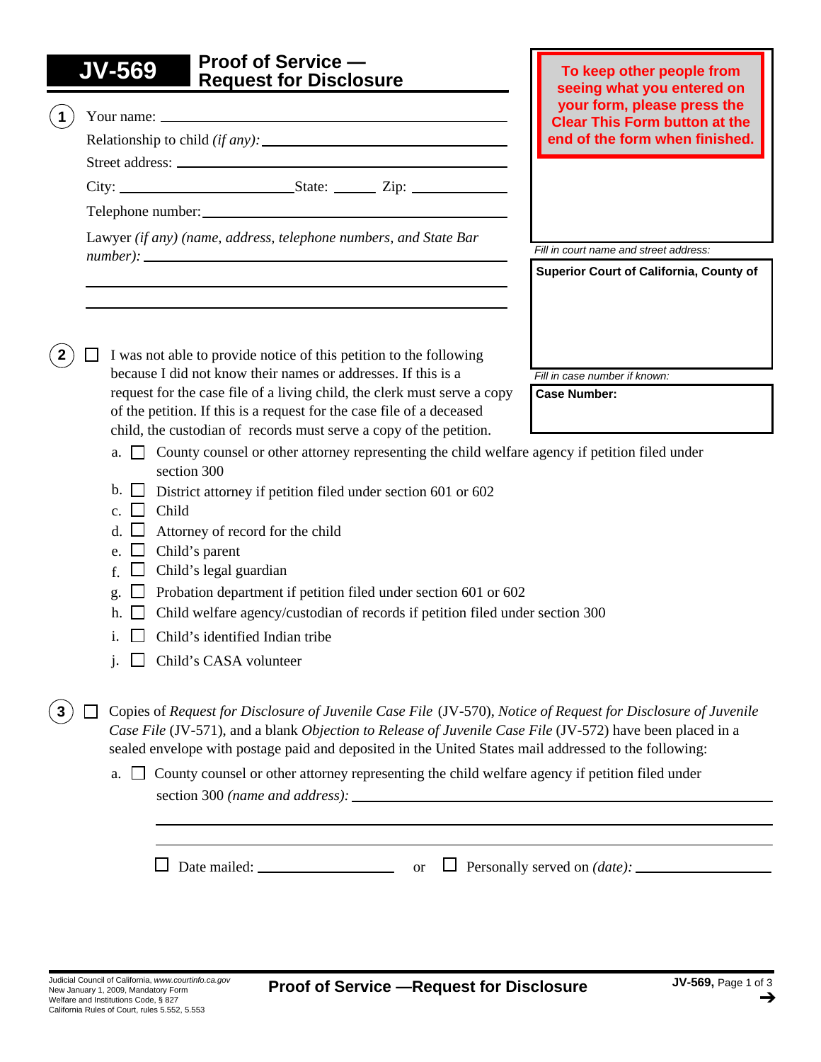# JV-569 Proof of Service — Request for Disclosure

**To keep other people from seeing what you entered on your form, please press the Clear This Form button at the end of the form when finished.**

*Fill in court name and street address:*

**Superior Court of California, County of**

*Fill in case number if known:*

**Case Number:**

1. Your name: ______________________

   Relationship to child *(if any)*: ______________________

   Street address: ______________________

   City: ______________ State: ______ Zip: ______

   Telephone number: ______________________

   Lawyer *(if any) (name, address, telephone numbers, and State Bar number)*: ______________________

2. ☐ I was not able to provide notice of this petition to the following because I did not know their names or addresses. If this is a request for the case file of a living child, the clerk must serve a copy of the petition. If this is a request for the case file of a deceased child, the custodian of records must serve a copy of the petition.

   a. ☐ County counsel or other attorney representing the child welfare agency if petition filed under section 300
   b. ☐ District attorney if petition filed under section 601 or 602
   c. ☐ Child
   d. ☐ Attorney of record for the child
   e. ☐ Child's parent
   f. ☐ Child's legal guardian
   g. ☐ Probation department if petition filed under section 601 or 602
   h. ☐ Child welfare agency/custodian of records if petition filed under section 300
   i. ☐ Child's identified Indian tribe
   j. ☐ Child's CASA volunteer

3. ☐ Copies of *Request for Disclosure of Juvenile Case File* (JV-570), *Notice of Request for Disclosure of Juvenile Case File* (JV-571), and a blank *Objection to Release of Juvenile Case File* (JV-572) have been placed in a sealed envelope with postage paid and deposited in the United States mail addressed to the following:

   a. ☐ County counsel or other attorney representing the child welfare agency if petition filed under section 300 *(name and address)*: ______________________

      ☐ Date mailed: ______________ or ☐ Personally served on *(date)*: ______________

Judicial Council of California, www.courtinfo.ca.gov
New January 1, 2009, Mandatory Form
Welfare and Institutions Code, § 827
California Rules of Court, rules 5.552, 5.553

**Proof of Service —Request for Disclosure**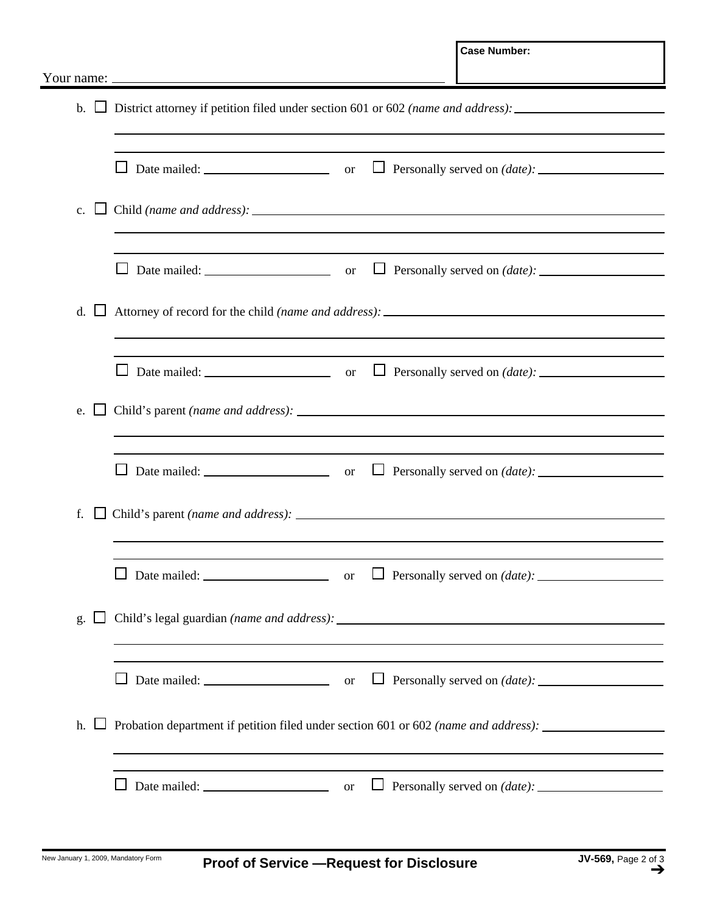Your name: ______________________ **Case Number:** ______

b. ☐ District attorney if petition filed under section 601 or 602 *(name and address):* ______________________

______________________

☐ Date mailed: ______________ or ☐ Personally served on *(date):* ______________

c. ☐ Child *(name and address):* ______________________

______________________

☐ Date mailed: ______________ or ☐ Personally served on *(date):* ______________

d. ☐ Attorney of record for the child *(name and address):* ______________________

______________________

☐ Date mailed: ______________ or ☐ Personally served on *(date):* ______________

e. ☐ Child's parent *(name and address):* ______________________

______________________

☐ Date mailed: ______________ or ☐ Personally served on *(date):* ______________

f. ☐ Child's parent *(name and address):* ______________________

______________________

☐ Date mailed: ______________ or ☐ Personally served on *(date):* ______________

g. ☐ Child's legal guardian *(name and address):* ______________________

______________________

☐ Date mailed: ______________ or ☐ Personally served on *(date):* ______________

h. ☐ Probation department if petition filed under section 601 or 602 *(name and address):* ______________________

______________________

☐ Date mailed: ______________ or ☐ Personally served on *(date):* ______________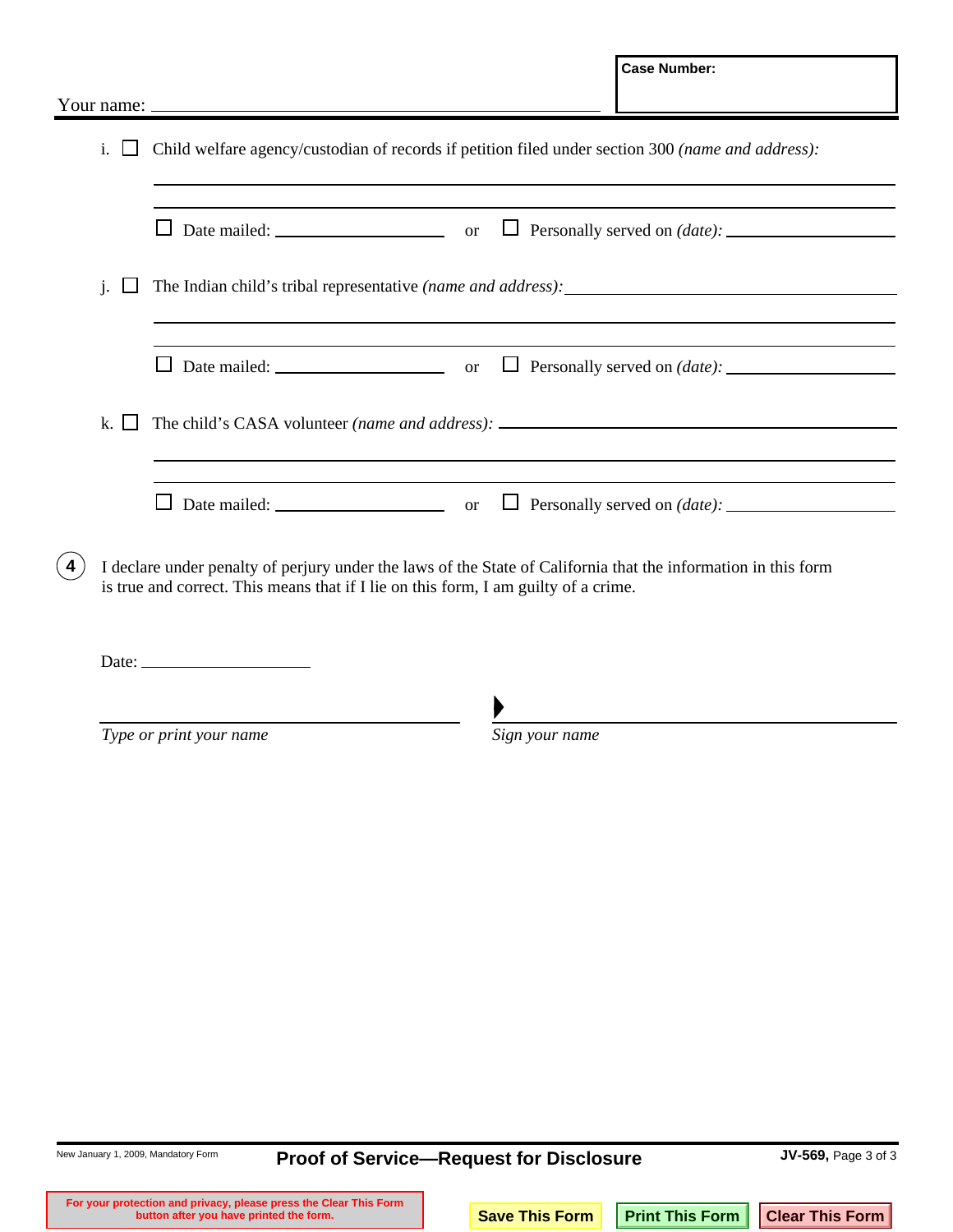Your name: ______________________________

**Case Number:**

i. ☐ Child welfare agency/custodian of records if petition filed under section 300 *(name and address):*

______________________________

______________________________

☐ Date mailed: ______________ or ☐ Personally served on *(date):* ______________

j. ☐ The Indian child's tribal representative *(name and address):* ______________________________

______________________________

______________________________

☐ Date mailed: ______________ or ☐ Personally served on *(date):* ______________

k. ☐ The child's CASA volunteer *(name and address):* ______________________________

______________________________

______________________________

☐ Date mailed: ______________ or ☐ Personally served on *(date):* ______________

**4** I declare under penalty of perjury under the laws of the State of California that the information in this form is true and correct. This means that if I lie on this form, I am guilty of a crime.

Date: ______________

______________________________ ▶ ______________________________

*Type or print your name* *Sign your name*

New January 1, 2009, Mandatory Form

**Proof of Service—Request for Disclosure**

**JV-569**

For your protection and privacy, please press the Clear This Form button after you have printed the form.

Save This Form | Print This Form | Clear This Form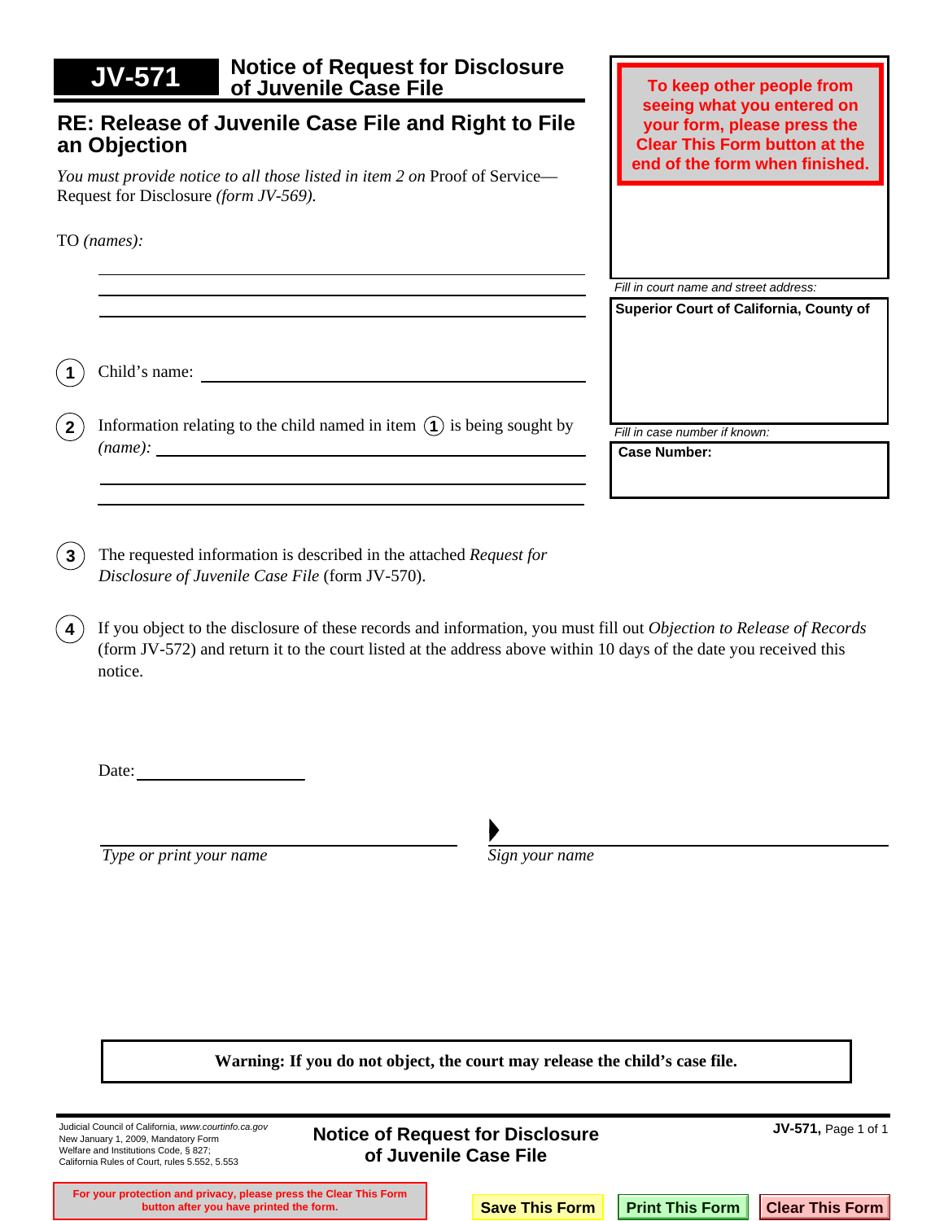# JV-571 Notice of Request for Disclosure of Juvenile Case File

## RE: Release of Juvenile Case File and Right to File an Objection

*You must provide notice to all those listed in item 2 on* Proof of Service—Request for Disclosure *(form JV-569).*

To keep other people from seeing what you entered on your form, please press the Clear This Form button at the end of the form when finished.

TO *(names):*

Fill in court name and street address:

**Superior Court of California, County of**

Fill in case number if known:

**Case Number:**

1. Child's name: ______________________

2. Information relating to the child named in item 1 is being sought by *(name):* ______________________

3. The requested information is described in the attached *Request for Disclosure of Juvenile Case File* (form JV-570).

4. If you object to the disclosure of these records and information, you must fill out *Objection to Release of Records* (form JV-572) and return it to the court listed at the address above within 10 days of the date you received this notice.

Date: ______________________

______________________ *Type or print your name*

______________________ *Sign your name*

**Warning: If you do not object, the court may release the child's case file.**

Judicial Council of California, *www.courtinfo.ca.gov*
New January 1, 2009, Mandatory Form
Welfare and Institutions Code, § 827;
California Rules of Court, rules 5.552, 5.553

**Notice of Request for Disclosure of Juvenile Case File**

For your protection and privacy, please press the Clear This Form button after you have printed the form.

Save This Form | Print This Form | Clear This Form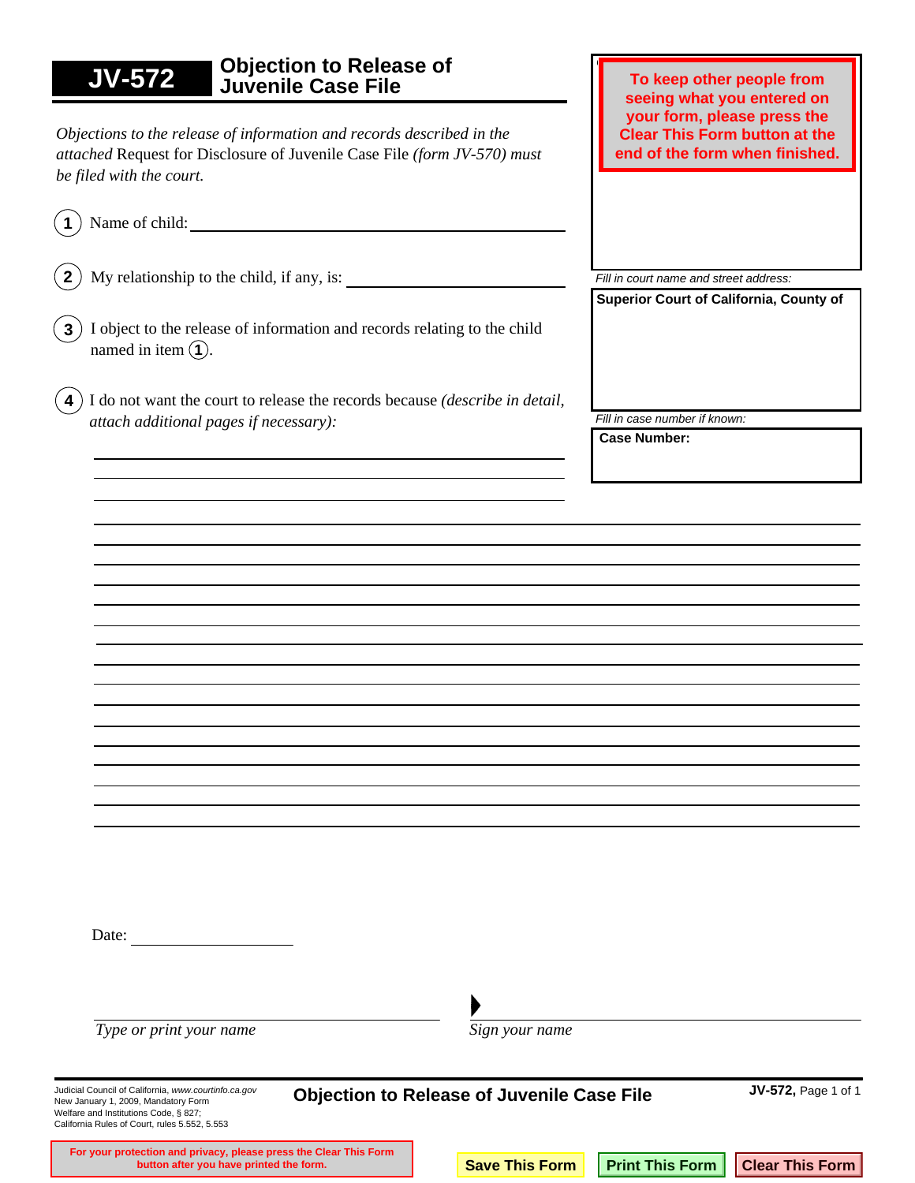# JV-572 Objection to Release of Juvenile Case File

To keep other people from seeing what you entered on your form, please press the Clear This Form button at the end of the form when finished.

*Fill in court name and street address:*

**Superior Court of California, County of**

*Fill in case number if known:*

**Case Number:**

*Objections to the release of information and records described in the attached* Request for Disclosure of Juvenile Case File *(form JV-570) must be filed with the court.*

1. Name of child: ______________________________

2. My relationship to the child, if any, is: ______________________________

3. I object to the release of information and records relating to the child named in item 1.

4. I do not want the court to release the records because *(describe in detail, attach additional pages if necessary):*

______________________________
______________________________
______________________________
______________________________
______________________________
______________________________
______________________________
______________________________
______________________________
______________________________
______________________________
______________________________
______________________________
______________________________
______________________________
______________________________
______________________________

Date: ______________

______________________________ ▶ ______________________________
*Type or print your name* *Sign your name*

Judicial Council of California, *www.courtinfo.ca.gov*
New January 1, 2009, Mandatory Form
Welfare and Institutions Code, § 827;
California Rules of Court, rules 5.552, 5.553

**Objection to Release of Juvenile Case File**

**JV-572,** Page 1 of 1

For your protection and privacy, please press the Clear This Form button after you have printed the form.

Save This Form | Print This Form | Clear This Form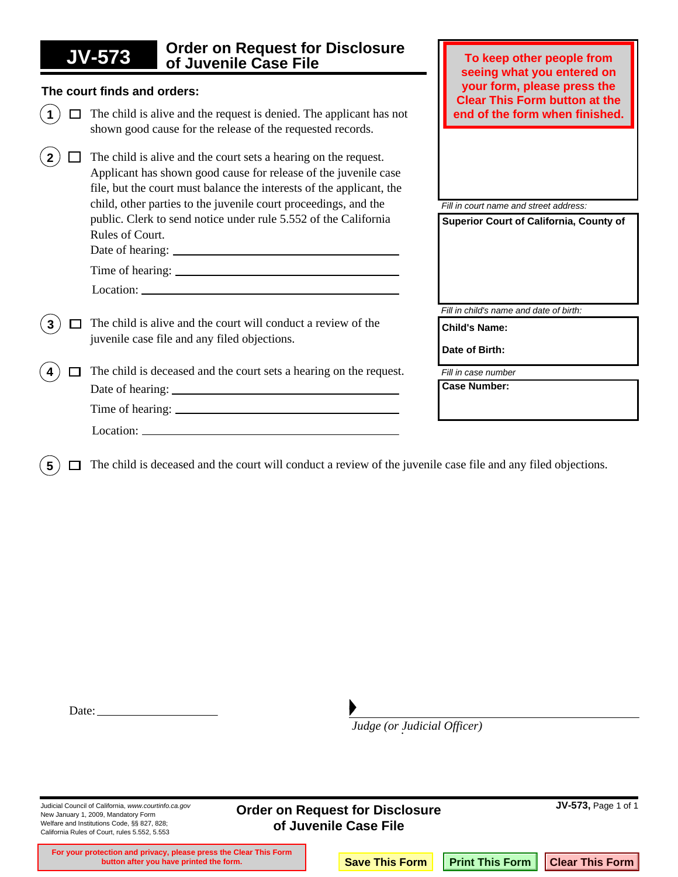# JV-573 Order on Request for Disclosure of Juvenile Case File

**To keep other people from seeing what you entered on your form, please press the Clear This Form button at the end of the form when finished.**

*Fill in court name and street address:*

**Superior Court of California, County of**

*Fill in child's name and date of birth:*

**Child's Name:**

**Date of Birth:**

*Fill in case number*

**Case Number:**

**The court finds and orders:**

1. ☐ The child is alive and the request is denied. The applicant has not shown good cause for the release of the requested records.

2. ☐ The child is alive and the court sets a hearing on the request. Applicant has shown good cause for release of the juvenile case file, but the court must balance the interests of the applicant, the child, other parties to the juvenile court proceedings, and the public. Clerk to send notice under rule 5.552 of the California Rules of Court.

   Date of hearing: ____________________

   Time of hearing: ____________________

   Location: ____________________

3. ☐ The child is alive and the court will conduct a review of the juvenile case file and any filed objections.

4. ☐ The child is deceased and the court sets a hearing on the request.

   Date of hearing: ____________________

   Time of hearing: ____________________

   Location: ____________________

5. ☐ The child is deceased and the court will conduct a review of the juvenile case file and any filed objections.

Date: ____________________

____________________
*Judge (or Judicial Officer)*

Judicial Council of California, *www.courtinfo.ca.gov*
New January 1, 2009, Mandatory Form
Welfare and Institutions Code, §§ 827, 828;
California Rules of Court, rules 5.552, 5.553

**For your protection and privacy, please press the Clear This Form button after you have printed the form.**

Save This Form | Print This Form | Clear This Form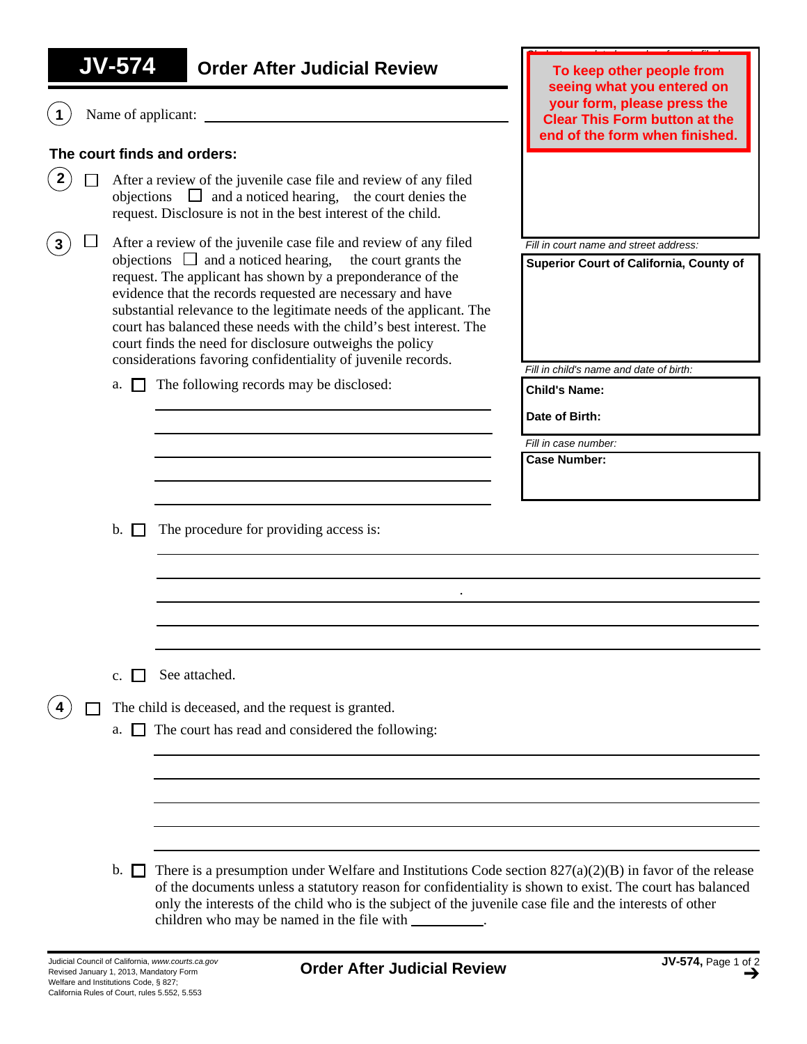# JV-574 Order After Judicial Review

To keep other people from seeing what you entered on your form, please press the Clear This Form button at the end of the form when finished.

*Fill in court name and street address:*

**Superior Court of California, County of**

*Fill in child's name and date of birth:*

**Child's Name:**

**Date of Birth:**

*Fill in case number:*

**Case Number:**

1. Name of applicant: ______________________

**The court finds and orders:**

2. ☐ After a review of the juvenile case file and review of any filed objections ☐ and a noticed hearing, the court denies the request. Disclosure is not in the best interest of the child.

3. ☐ After a review of the juvenile case file and review of any filed objections ☐ and a noticed hearing, the court grants the request. The applicant has shown by a preponderance of the evidence that the records requested are necessary and have substantial relevance to the legitimate needs of the applicant. The court has balanced these needs with the child's best interest. The court finds the need for disclosure outweighs the policy considerations favoring confidentiality of juvenile records.

   a. ☐ The following records may be disclosed:
   ______________________
   ______________________
   ______________________
   ______________________
   ______________________

   b. ☐ The procedure for providing access is:
   ______________________
   ______________________
   ______________________
   ______________________
   ______________________

   c. ☐ See attached.

4. ☐ The child is deceased, and the request is granted.

   a. ☐ The court has read and considered the following:
   ______________________
   ______________________
   ______________________
   ______________________
   ______________________

   b. ☐ There is a presumption under Welfare and Institutions Code section 827(a)(2)(B) in favor of the release of the documents unless a statutory reason for confidentiality is shown to exist. The court has balanced only the interests of the child who is the subject of the juvenile case file and the interests of other children who may be named in the file with __________.

Judicial Council of California, *www.courts.ca.gov*
Revised January 1, 2013, Mandatory Form
Welfare and Institutions Code, § 827;
California Rules of Court, rules 5.552, 5.553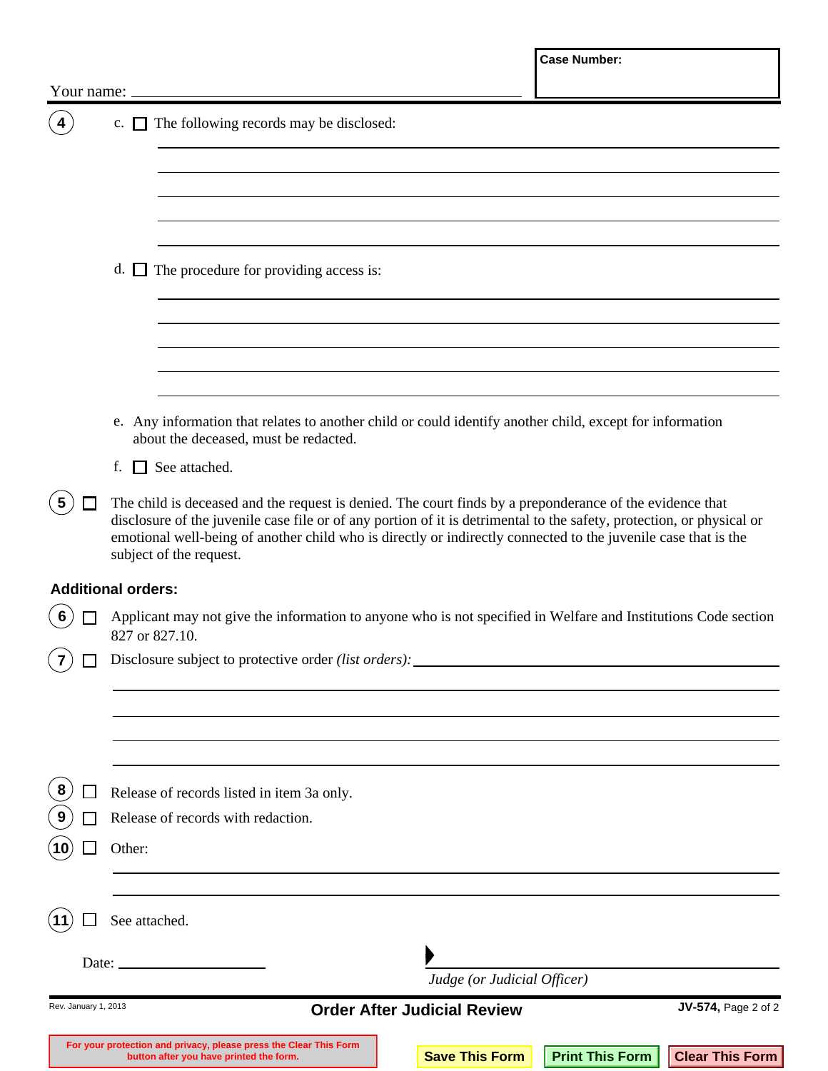Your name: ______________________________

**Case Number:**

**4**

c. ☐ The following records may be disclosed:

______________________________

______________________________

______________________________

______________________________

______________________________

d. ☐ The procedure for providing access is:

______________________________

______________________________

______________________________

______________________________

______________________________

e. Any information that relates to another child or could identify another child, except for information about the deceased, must be redacted.

f. ☐ See attached.

**5** ☐ The child is deceased and the request is denied. The court finds by a preponderance of the evidence that disclosure of the juvenile case file or of any portion of it is detrimental to the safety, protection, or physical or emotional well-being of another child who is directly or indirectly connected to the juvenile case that is the subject of the request.

**Additional orders:**

**6** ☐ Applicant may not give the information to anyone who is not specified in Welfare and Institutions Code section 827 or 827.10.

**7** ☐ Disclosure subject to protective order *(list orders):* ______________________________

______________________________

______________________________

______________________________

______________________________

**8** ☐ Release of records listed in item 3a only.

**9** ☐ Release of records with redaction.

**10** ☐ Other:

______________________________

______________________________

**11** ☐ See attached.

Date: ____________________

______________________________
*Judge (or Judicial Officer)*

Rev. January 1, 2013 **Order After Judicial Review** **JV-574,**

For your protection and privacy, please press the Clear This Form button after you have printed the form.

Save This Form | Print This Form | Clear This Form